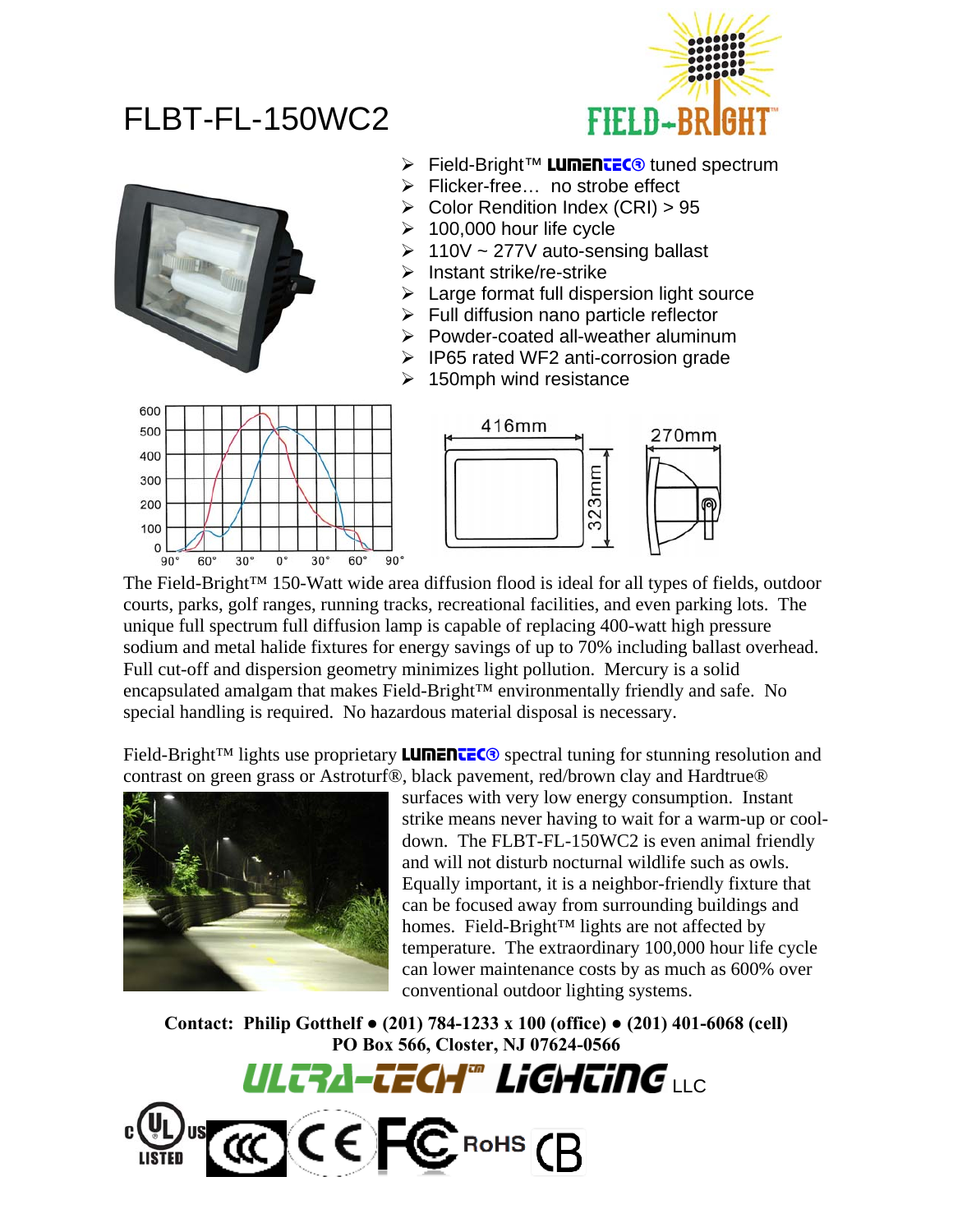# FLBT-FL-150WC2

- Field-Bright™ LUMENTEC® tuned spectrum
- Flicker-free… no strobe effect
- Color Rendition Index (CRI) > 95
- 100,000 hour life cycle
- 110V ~ 277V auto-sensing ballast
- Instant strike/re-strike
- Large format full dispersion light source
- Full diffusion nano particle reflector
- Powder-coated all-weather aluminum
- IP65 rated WF2 anti-corrosion grade
- 150mph wind resistance

The Field-Bright™ 150-Watt wide area diffusion flood is ideal for all types of fields, outdoor courts, parks, golf ranges, running tracks, recreational facilities, and even parking lots. The unique full spectrum full diffusion lamp is capable of replacing 400-watt high pressure sodium and metal halide fixtures for energy savings of up to 70% including ballast overhead. Full cut-off and dispersion geometry minimizes light pollution. Mercury is a solid encapsulated amalgam that makes Field-Bright™ environmentally friendly and safe. No special handling is required. No hazardous material disposal is necessary.

Field-Bright™ lights use proprietary LUMENTEC® spectral tuning for stunning resolution and contrast on green grass or Astroturf®, black pavement, red/brown clay and Hardtrue® surfaces with very low energy consumption. Instant strike means never having to wait for a warm-up or cool-down. The FLBT-FL-150WC2 is even animal friendly and will not disturb nocturnal wildlife such as owls. Equally important, it is a neighbor-friendly fixture that can be focused away from surrounding buildings and homes. Field-Bright™ lights are not affected by temperature. The extraordinary 100,000 hour life cycle can lower maintenance costs by as much as 600% over conventional outdoor lighting systems.

**Contact: Philip Gotthelf • (201) 784-1233 x 100 (office) • (201) 401-6068 (cell)**
**PO Box 566, Closter, NJ 07624-0566**

ULTRA-TECH™ LIGHTING LLC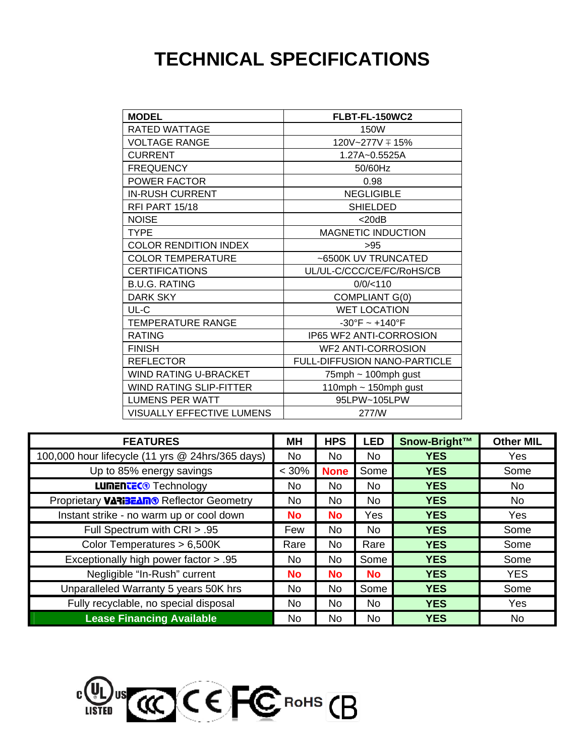# TECHNICAL SPECIFICATIONS

| MODEL | FLBT-FL-150WC2 |
|---|---|
| RATED WATTAGE | 150W |
| VOLTAGE RANGE | 120V~277V ∓ 15% |
| CURRENT | 1.27A~0.5525A |
| FREQUENCY | 50/60Hz |
| POWER FACTOR | 0.98 |
| IN-RUSH CURRENT | NEGLIGIBLE |
| RFI PART 15/18 | SHIELDED |
| NOISE | <20dB |
| TYPE | MAGNETIC INDUCTION |
| COLOR RENDITION INDEX | >95 |
| COLOR TEMPERATURE | ~6500K UV TRUNCATED |
| CERTIFICATIONS | UL/UL-C/CCC/CE/FC/RoHS/CB |
| B.U.G. RATING | 0/0/<110 |
| DARK SKY | COMPLIANT G(0) |
| UL-C | WET LOCATION |
| TEMPERATURE RANGE | -30°F ~ +140°F |
| RATING | IP65 WF2 ANTI-CORROSION |
| FINISH | WF2 ANTI-CORROSION |
| REFLECTOR | FULL-DIFFUSION NANO-PARTICLE |
| WIND RATING U-BRACKET | 75mph ~ 100mph gust |
| WIND RATING SLIP-FITTER | 110mph ~ 150mph gust |
| LUMENS PER WATT | 95LPW~105LPW |
| VISUALLY EFFECTIVE LUMENS | 277/W |

| FEATURES | MH | HPS | LED | Snow-Bright™ | Other MIL |
|---|---|---|---|---|---|
| 100,000 hour lifecycle (11 yrs @ 24hrs/365 days) | No | No | No | **YES** | Yes |
| Up to 85% energy savings | < 30% | **None** | Some | **YES** | Some |
| LUMENTEC® Technology | No | No | No | **YES** | No |
| Proprietary VARIBEAM® Reflector Geometry | No | No | No | **YES** | No |
| Instant strike - no warm up or cool down | **No** | **No** | Yes | **YES** | Yes |
| Full Spectrum with CRI > .95 | Few | No | No | **YES** | Some |
| Color Temperatures > 6,500K | Rare | No | Rare | **YES** | Some |
| Exceptionally high power factor > .95 | No | No | Some | **YES** | Some |
| Negligible "In-Rush" current | **No** | **No** | **No** | **YES** | YES |
| Unparalleled Warranty 5 years 50K hrs | No | No | Some | **YES** | Some |
| Fully recyclable, no special disposal | No | No | No | **YES** | Yes |
| **Lease Financing Available** | No | No | No | **YES** | No |

c UL us LISTED · CCC · CE · FC · RoHS · CB